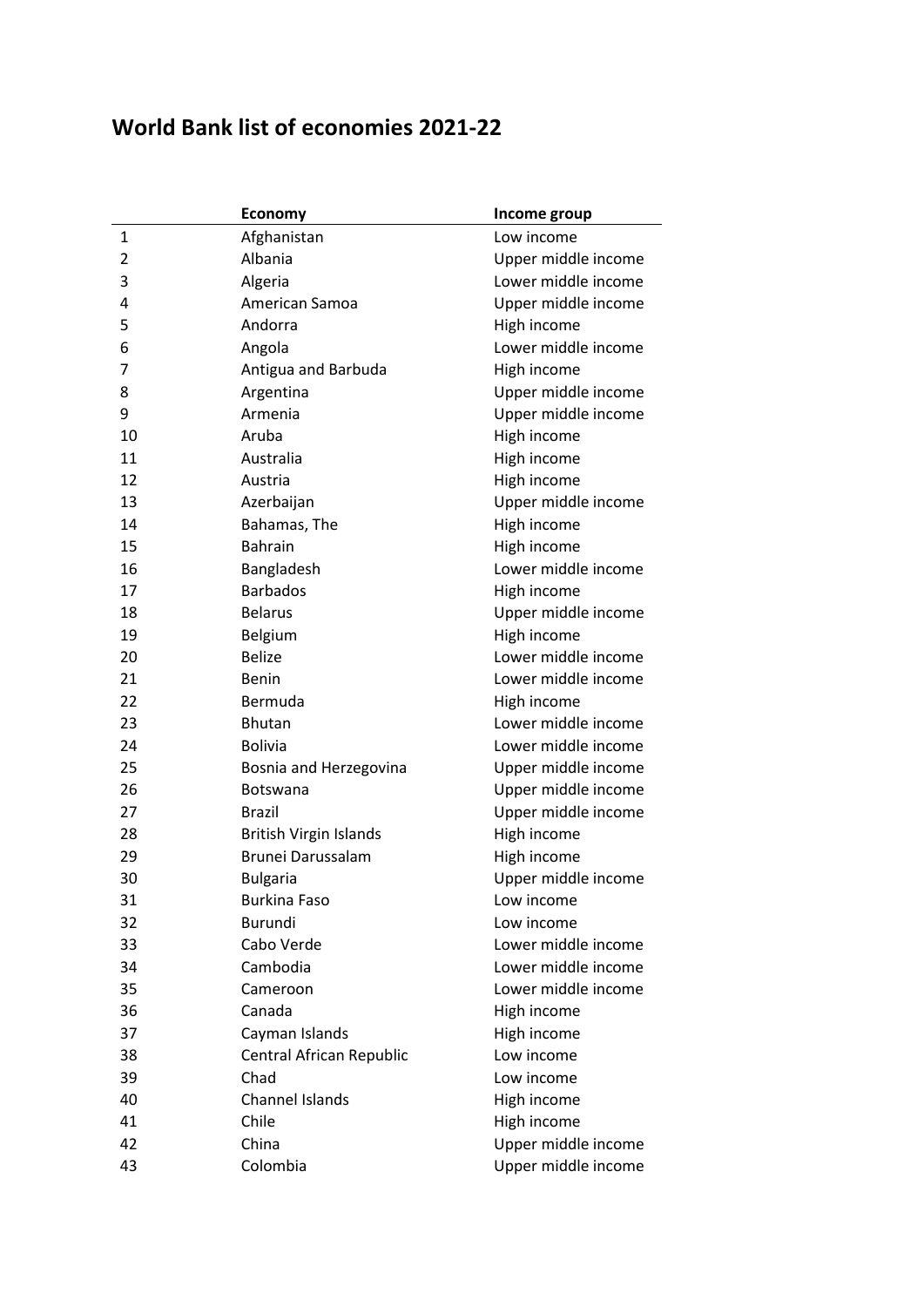# World Bank list of economies 2021-22

| | Economy | Income group |
|---|---|---|
| 1 | Afghanistan | Low income |
| 2 | Albania | Upper middle income |
| 3 | Algeria | Lower middle income |
| 4 | American Samoa | Upper middle income |
| 5 | Andorra | High income |
| 6 | Angola | Lower middle income |
| 7 | Antigua and Barbuda | High income |
| 8 | Argentina | Upper middle income |
| 9 | Armenia | Upper middle income |
| 10 | Aruba | High income |
| 11 | Australia | High income |
| 12 | Austria | High income |
| 13 | Azerbaijan | Upper middle income |
| 14 | Bahamas, The | High income |
| 15 | Bahrain | High income |
| 16 | Bangladesh | Lower middle income |
| 17 | Barbados | High income |
| 18 | Belarus | Upper middle income |
| 19 | Belgium | High income |
| 20 | Belize | Lower middle income |
| 21 | Benin | Lower middle income |
| 22 | Bermuda | High income |
| 23 | Bhutan | Lower middle income |
| 24 | Bolivia | Lower middle income |
| 25 | Bosnia and Herzegovina | Upper middle income |
| 26 | Botswana | Upper middle income |
| 27 | Brazil | Upper middle income |
| 28 | British Virgin Islands | High income |
| 29 | Brunei Darussalam | High income |
| 30 | Bulgaria | Upper middle income |
| 31 | Burkina Faso | Low income |
| 32 | Burundi | Low income |
| 33 | Cabo Verde | Lower middle income |
| 34 | Cambodia | Lower middle income |
| 35 | Cameroon | Lower middle income |
| 36 | Canada | High income |
| 37 | Cayman Islands | High income |
| 38 | Central African Republic | Low income |
| 39 | Chad | Low income |
| 40 | Channel Islands | High income |
| 41 | Chile | High income |
| 42 | China | Upper middle income |
| 43 | Colombia | Upper middle income |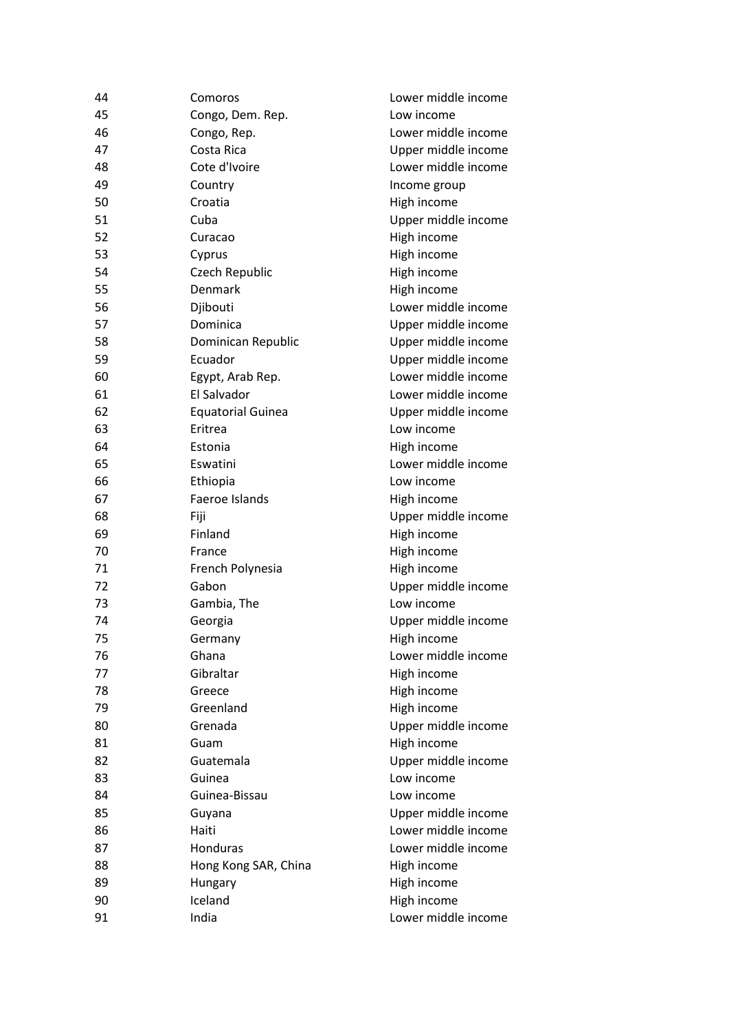| | | |
|---|---|---|
| 44 | Comoros | Lower middle income |
| 45 | Congo, Dem. Rep. | Low income |
| 46 | Congo, Rep. | Lower middle income |
| 47 | Costa Rica | Upper middle income |
| 48 | Cote d'Ivoire | Lower middle income |
| 49 | Country | Income group |
| 50 | Croatia | High income |
| 51 | Cuba | Upper middle income |
| 52 | Curacao | High income |
| 53 | Cyprus | High income |
| 54 | Czech Republic | High income |
| 55 | Denmark | High income |
| 56 | Djibouti | Lower middle income |
| 57 | Dominica | Upper middle income |
| 58 | Dominican Republic | Upper middle income |
| 59 | Ecuador | Upper middle income |
| 60 | Egypt, Arab Rep. | Lower middle income |
| 61 | El Salvador | Lower middle income |
| 62 | Equatorial Guinea | Upper middle income |
| 63 | Eritrea | Low income |
| 64 | Estonia | High income |
| 65 | Eswatini | Lower middle income |
| 66 | Ethiopia | Low income |
| 67 | Faeroe Islands | High income |
| 68 | Fiji | Upper middle income |
| 69 | Finland | High income |
| 70 | France | High income |
| 71 | French Polynesia | High income |
| 72 | Gabon | Upper middle income |
| 73 | Gambia, The | Low income |
| 74 | Georgia | Upper middle income |
| 75 | Germany | High income |
| 76 | Ghana | Lower middle income |
| 77 | Gibraltar | High income |
| 78 | Greece | High income |
| 79 | Greenland | High income |
| 80 | Grenada | Upper middle income |
| 81 | Guam | High income |
| 82 | Guatemala | Upper middle income |
| 83 | Guinea | Low income |
| 84 | Guinea-Bissau | Low income |
| 85 | Guyana | Upper middle income |
| 86 | Haiti | Lower middle income |
| 87 | Honduras | Lower middle income |
| 88 | Hong Kong SAR, China | High income |
| 89 | Hungary | High income |
| 90 | Iceland | High income |
| 91 | India | Lower middle income |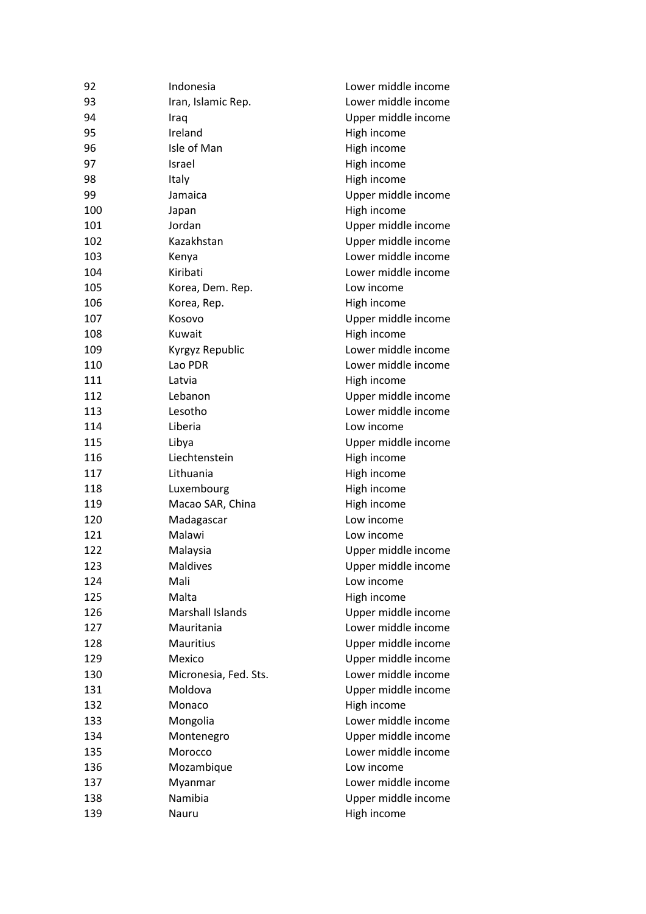| | | |
|---|---|---|
| 92 | Indonesia | Lower middle income |
| 93 | Iran, Islamic Rep. | Lower middle income |
| 94 | Iraq | Upper middle income |
| 95 | Ireland | High income |
| 96 | Isle of Man | High income |
| 97 | Israel | High income |
| 98 | Italy | High income |
| 99 | Jamaica | Upper middle income |
| 100 | Japan | High income |
| 101 | Jordan | Upper middle income |
| 102 | Kazakhstan | Upper middle income |
| 103 | Kenya | Lower middle income |
| 104 | Kiribati | Lower middle income |
| 105 | Korea, Dem. Rep. | Low income |
| 106 | Korea, Rep. | High income |
| 107 | Kosovo | Upper middle income |
| 108 | Kuwait | High income |
| 109 | Kyrgyz Republic | Lower middle income |
| 110 | Lao PDR | Lower middle income |
| 111 | Latvia | High income |
| 112 | Lebanon | Upper middle income |
| 113 | Lesotho | Lower middle income |
| 114 | Liberia | Low income |
| 115 | Libya | Upper middle income |
| 116 | Liechtenstein | High income |
| 117 | Lithuania | High income |
| 118 | Luxembourg | High income |
| 119 | Macao SAR, China | High income |
| 120 | Madagascar | Low income |
| 121 | Malawi | Low income |
| 122 | Malaysia | Upper middle income |
| 123 | Maldives | Upper middle income |
| 124 | Mali | Low income |
| 125 | Malta | High income |
| 126 | Marshall Islands | Upper middle income |
| 127 | Mauritania | Lower middle income |
| 128 | Mauritius | Upper middle income |
| 129 | Mexico | Upper middle income |
| 130 | Micronesia, Fed. Sts. | Lower middle income |
| 131 | Moldova | Upper middle income |
| 132 | Monaco | High income |
| 133 | Mongolia | Lower middle income |
| 134 | Montenegro | Upper middle income |
| 135 | Morocco | Lower middle income |
| 136 | Mozambique | Low income |
| 137 | Myanmar | Lower middle income |
| 138 | Namibia | Upper middle income |
| 139 | Nauru | High income |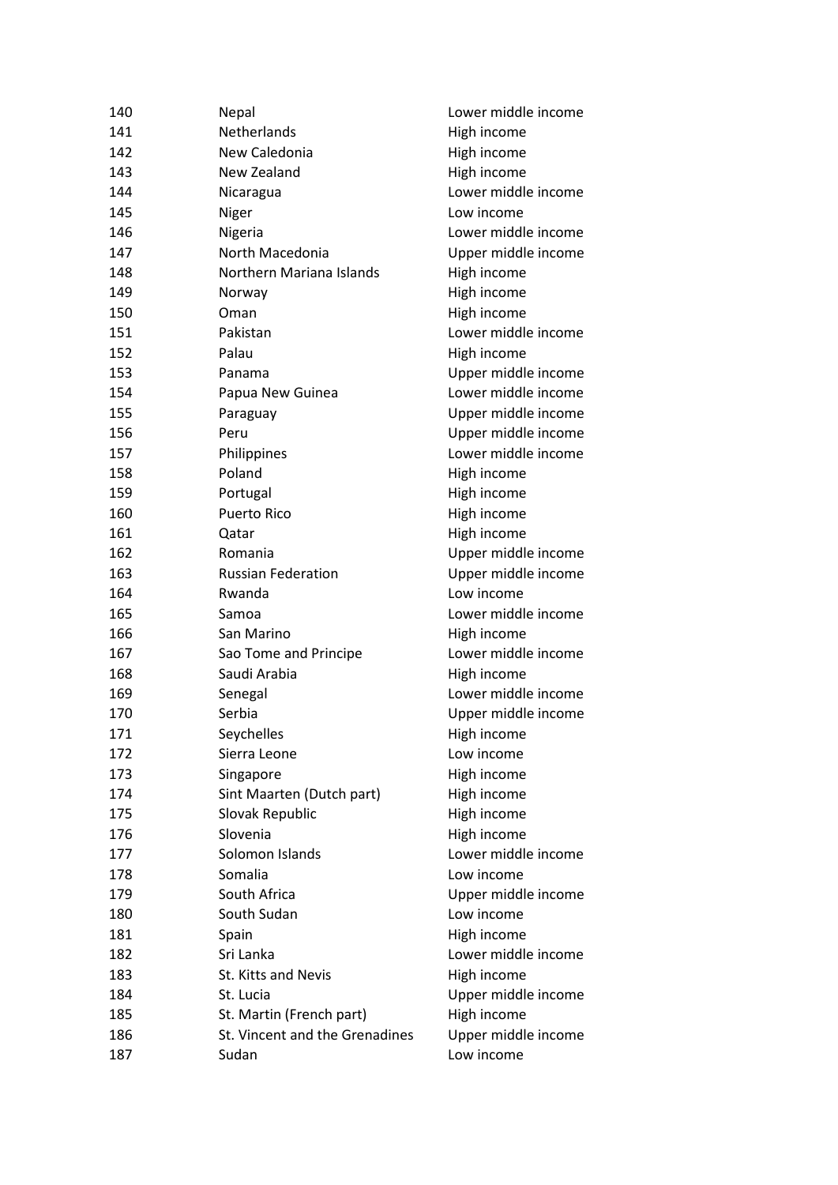| | | |
|---|---|---|
| 140 | Nepal | Lower middle income |
| 141 | Netherlands | High income |
| 142 | New Caledonia | High income |
| 143 | New Zealand | High income |
| 144 | Nicaragua | Lower middle income |
| 145 | Niger | Low income |
| 146 | Nigeria | Lower middle income |
| 147 | North Macedonia | Upper middle income |
| 148 | Northern Mariana Islands | High income |
| 149 | Norway | High income |
| 150 | Oman | High income |
| 151 | Pakistan | Lower middle income |
| 152 | Palau | High income |
| 153 | Panama | Upper middle income |
| 154 | Papua New Guinea | Lower middle income |
| 155 | Paraguay | Upper middle income |
| 156 | Peru | Upper middle income |
| 157 | Philippines | Lower middle income |
| 158 | Poland | High income |
| 159 | Portugal | High income |
| 160 | Puerto Rico | High income |
| 161 | Qatar | High income |
| 162 | Romania | Upper middle income |
| 163 | Russian Federation | Upper middle income |
| 164 | Rwanda | Low income |
| 165 | Samoa | Lower middle income |
| 166 | San Marino | High income |
| 167 | Sao Tome and Principe | Lower middle income |
| 168 | Saudi Arabia | High income |
| 169 | Senegal | Lower middle income |
| 170 | Serbia | Upper middle income |
| 171 | Seychelles | High income |
| 172 | Sierra Leone | Low income |
| 173 | Singapore | High income |
| 174 | Sint Maarten (Dutch part) | High income |
| 175 | Slovak Republic | High income |
| 176 | Slovenia | High income |
| 177 | Solomon Islands | Lower middle income |
| 178 | Somalia | Low income |
| 179 | South Africa | Upper middle income |
| 180 | South Sudan | Low income |
| 181 | Spain | High income |
| 182 | Sri Lanka | Lower middle income |
| 183 | St. Kitts and Nevis | High income |
| 184 | St. Lucia | Upper middle income |
| 185 | St. Martin (French part) | High income |
| 186 | St. Vincent and the Grenadines | Upper middle income |
| 187 | Sudan | Low income |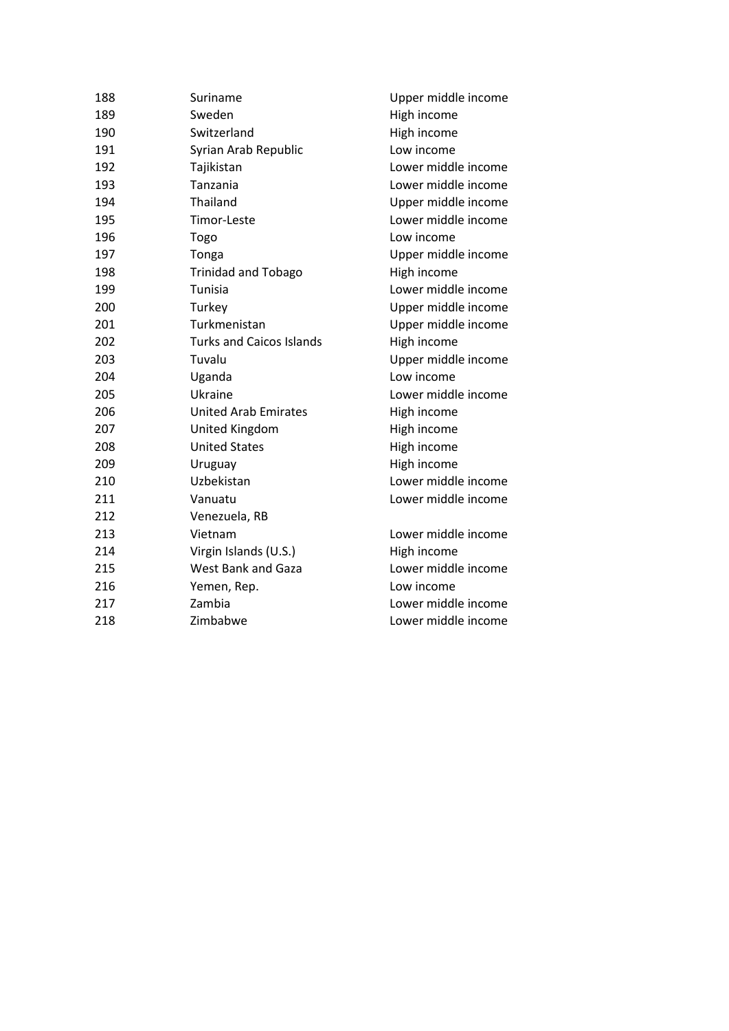| | | |
|---|---|---|
| 188 | Suriname | Upper middle income |
| 189 | Sweden | High income |
| 190 | Switzerland | High income |
| 191 | Syrian Arab Republic | Low income |
| 192 | Tajikistan | Lower middle income |
| 193 | Tanzania | Lower middle income |
| 194 | Thailand | Upper middle income |
| 195 | Timor-Leste | Lower middle income |
| 196 | Togo | Low income |
| 197 | Tonga | Upper middle income |
| 198 | Trinidad and Tobago | High income |
| 199 | Tunisia | Lower middle income |
| 200 | Turkey | Upper middle income |
| 201 | Turkmenistan | Upper middle income |
| 202 | Turks and Caicos Islands | High income |
| 203 | Tuvalu | Upper middle income |
| 204 | Uganda | Low income |
| 205 | Ukraine | Lower middle income |
| 206 | United Arab Emirates | High income |
| 207 | United Kingdom | High income |
| 208 | United States | High income |
| 209 | Uruguay | High income |
| 210 | Uzbekistan | Lower middle income |
| 211 | Vanuatu | Lower middle income |
| 212 | Venezuela, RB | |
| 213 | Vietnam | Lower middle income |
| 214 | Virgin Islands (U.S.) | High income |
| 215 | West Bank and Gaza | Lower middle income |
| 216 | Yemen, Rep. | Low income |
| 217 | Zambia | Lower middle income |
| 218 | Zimbabwe | Lower middle income |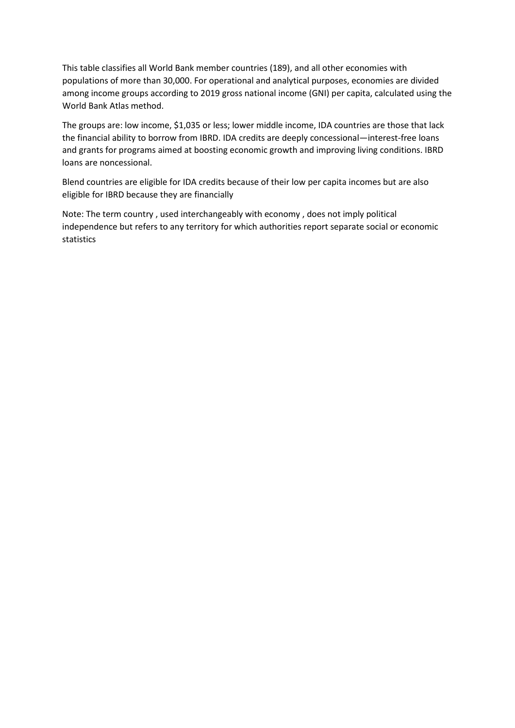This table classifies all World Bank member countries (189), and all other economies with populations of more than 30,000. For operational and analytical purposes, economies are divided among income groups according to 2019 gross national income (GNI) per capita, calculated using the World Bank Atlas method.

The groups are: low income, $1,035 or less; lower middle income, IDA countries are those that lack the financial ability to borrow from IBRD. IDA credits are deeply concessional—interest-free loans and grants for programs aimed at boosting economic growth and improving living conditions. IBRD loans are noncessional.

Blend countries are eligible for IDA credits because of their low per capita incomes but are also eligible for IBRD because they are financially

Note: The term country , used interchangeably with economy , does not imply political independence but refers to any territory for which authorities report separate social or economic statistics